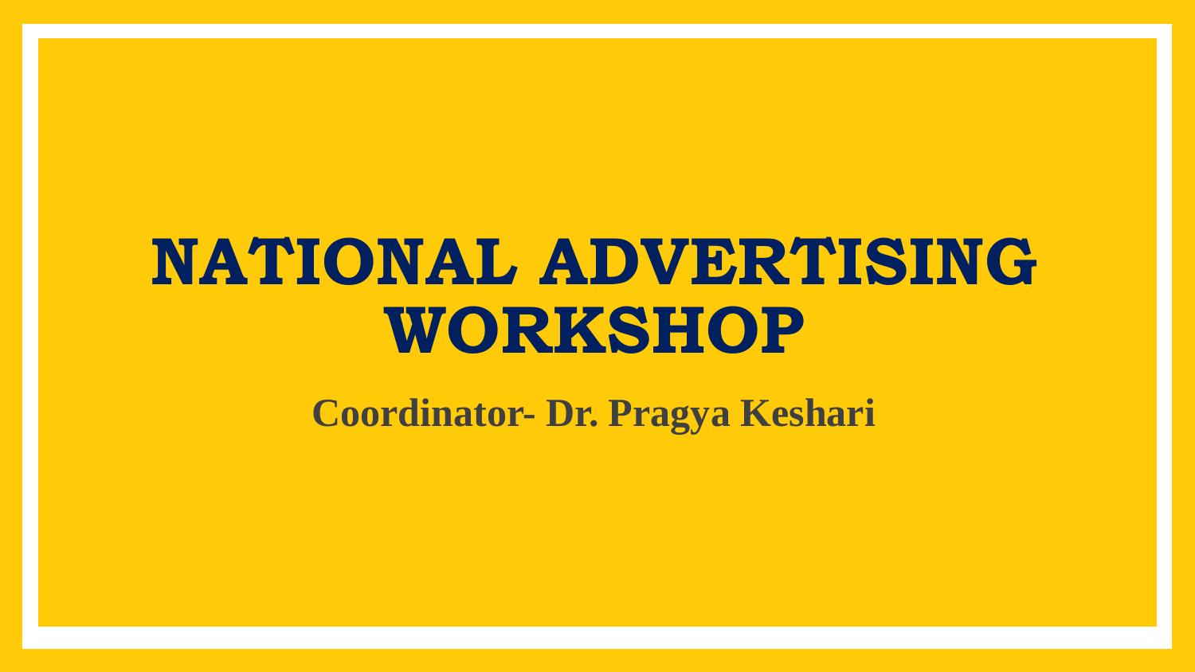# NATIONAL ADVERTISING WORKSHOP

**Coordinator- Dr. Pragya Keshari**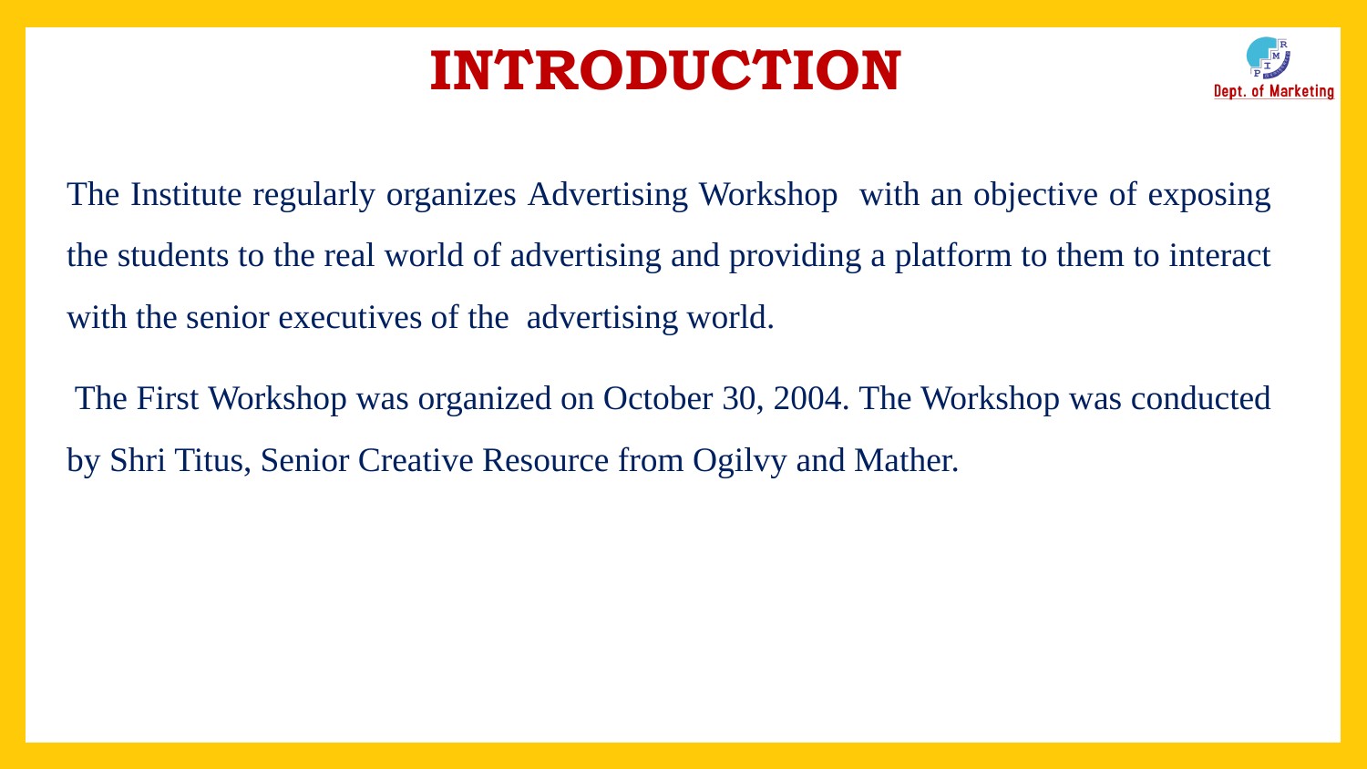# INTRODUCTION

The Institute regularly organizes Advertising Workshop with an objective of exposing the students to the real world of advertising and providing a platform to them to interact with the senior executives of the advertising world.

The First Workshop was organized on October 30, 2004. The Workshop was conducted by Shri Titus, Senior Creative Resource from Ogilvy and Mather.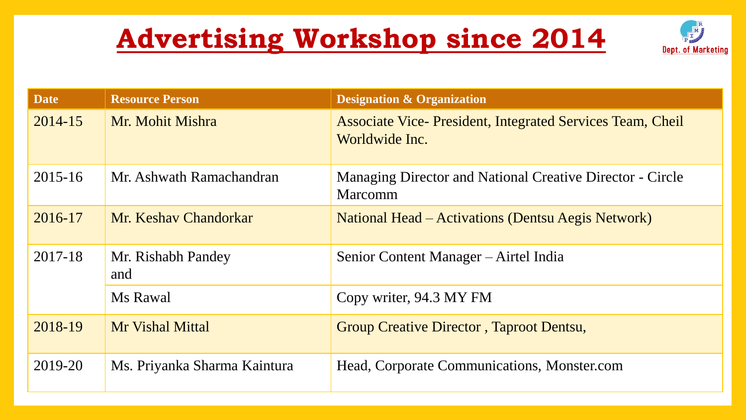# Advertising Workshop since 2014

Dept. of Marketing

| Date | Resource Person | Designation & Organization |
|---|---|---|
| 2014-15 | Mr. Mohit Mishra | Associate Vice- President, Integrated Services Team, Cheil Worldwide Inc. |
| 2015-16 | Mr. Ashwath Ramachandran | Managing Director and National Creative Director - Circle Marcomm |
| 2016-17 | Mr. Keshav Chandorkar | National Head – Activations (Dentsu Aegis Network) |
| 2017-18 | Mr. Rishabh Pandey and | Senior Content Manager – Airtel India |
| | Ms Rawal | Copy writer, 94.3 MY FM |
| 2018-19 | Mr Vishal Mittal | Group Creative Director , Taproot Dentsu, |
| 2019-20 | Ms. Priyanka Sharma Kaintura | Head, Corporate Communications, Monster.com |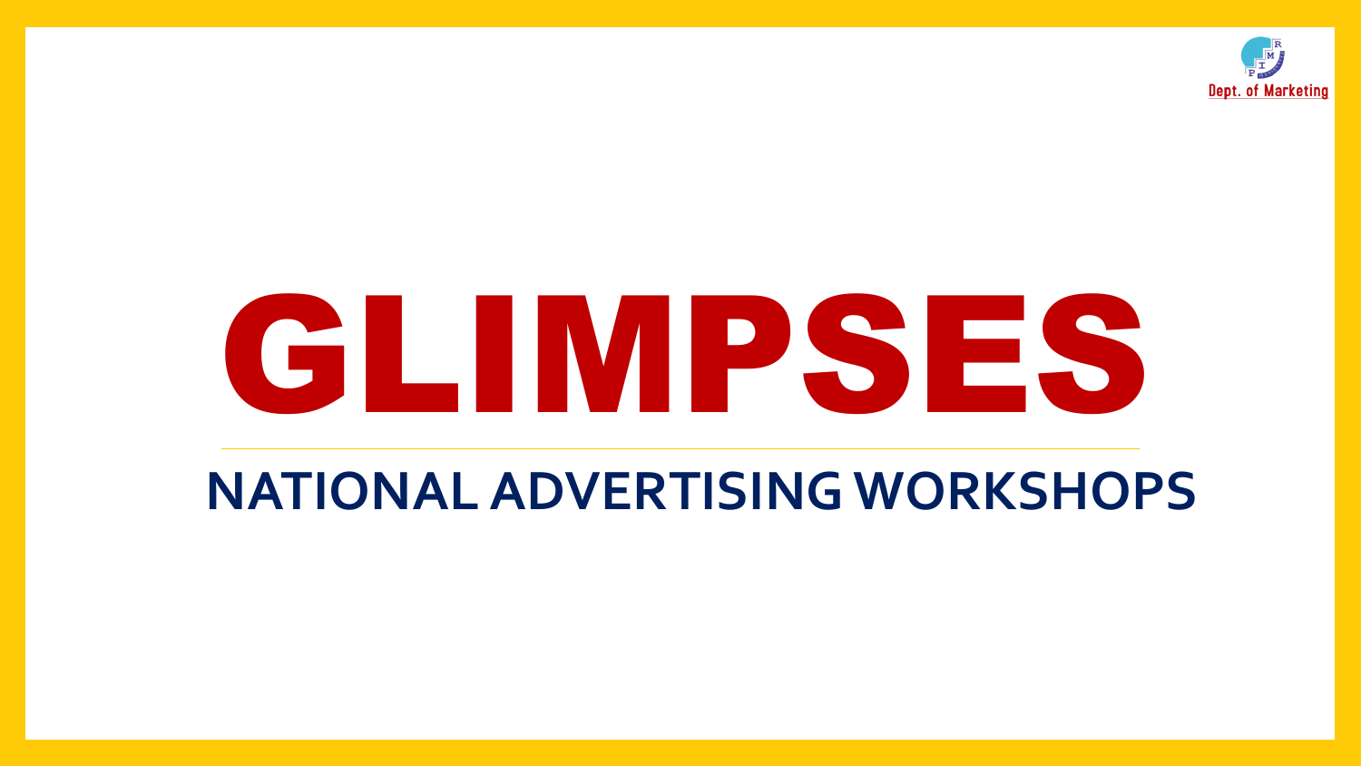Dept. of Marketing

# GLIMPSES

## NATIONAL ADVERTISING WORKSHOPS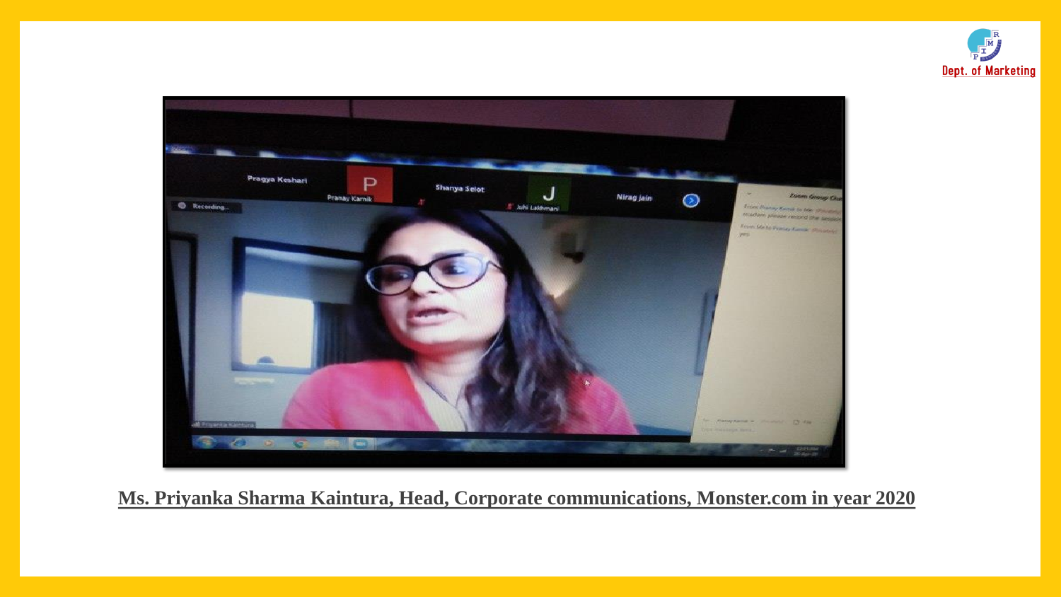Dept. of Marketing

**Ms. Priyanka Sharma Kaintura, Head, Corporate communications, Monster.com in year 2020**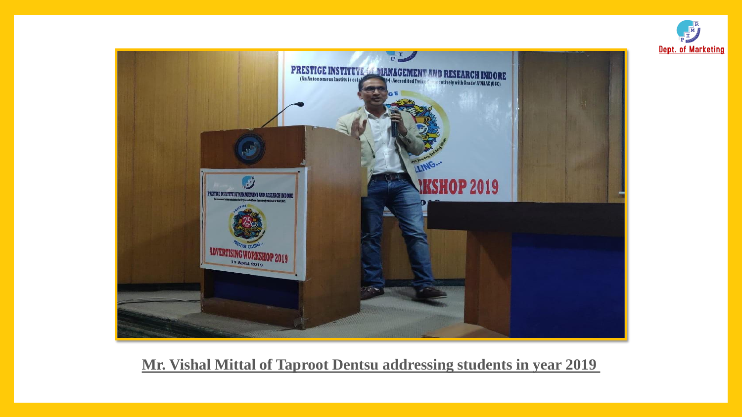Mr. Vishal Mittal of Taproot Dentsu addressing students in year 2019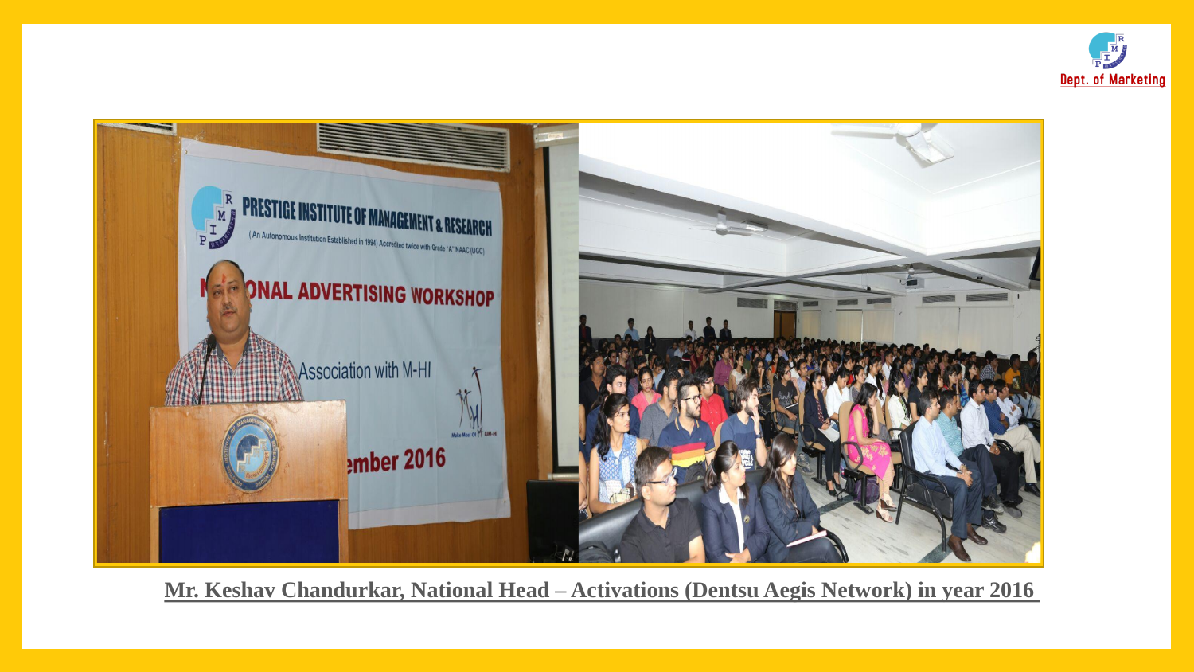Dept. of Marketing

**Mr. Keshav Chandurkar, National Head – Activations (Dentsu Aegis Network) in year 2016**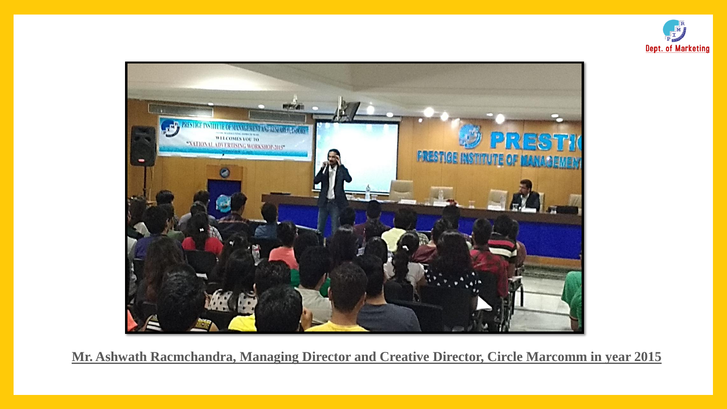Dept. of Marketing

Mr. Ashwath Racmchandra, Managing Director and Creative Director, Circle Marcomm in year 2015